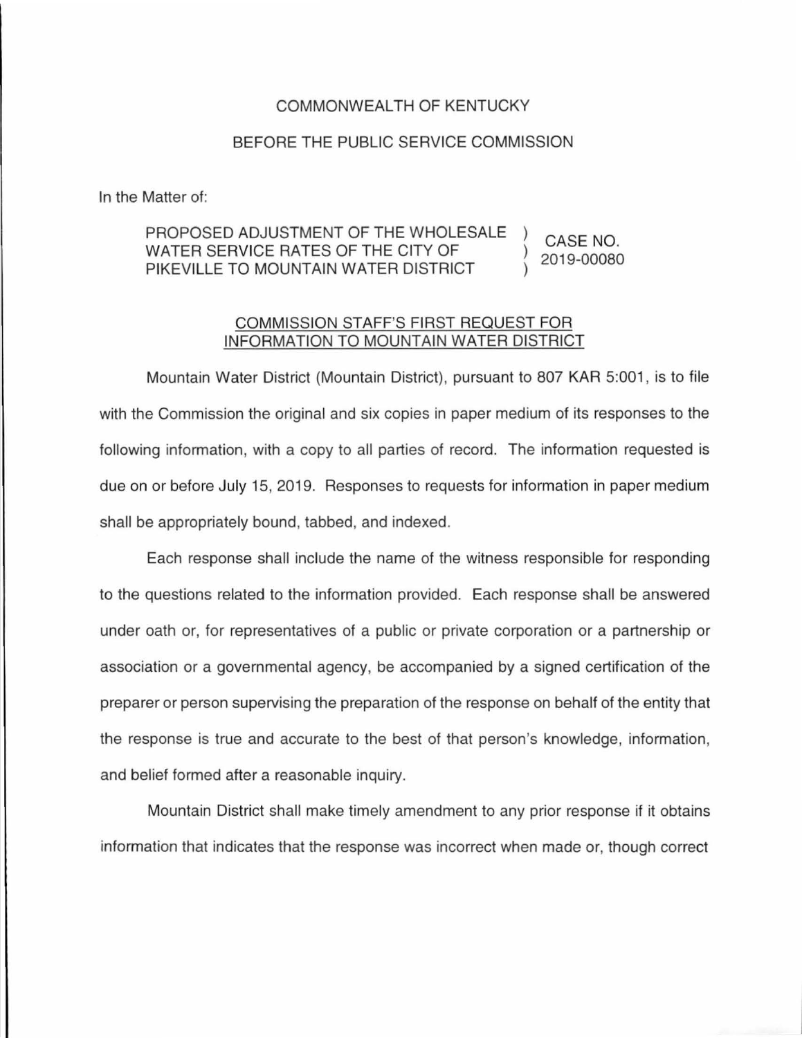COMMONWEALTH OF KENTUCKY

BEFORE THE PUBLIC SERVICE COMMISSION

In the Matter of:

| | | |
|---|---|---|
| PROPOSED ADJUSTMENT OF THE WHOLESALE WATER SERVICE RATES OF THE CITY OF PIKEVILLE TO MOUNTAIN WATER DISTRICT | ) ) ) | CASE NO. 2019-00080 |

## COMMISSION STAFF'S FIRST REQUEST FOR INFORMATION TO MOUNTAIN WATER DISTRICT

Mountain Water District (Mountain District), pursuant to 807 KAR 5:001, is to file with the Commission the original and six copies in paper medium of its responses to the following information, with a copy to all parties of record. The information requested is due on or before July 15, 2019. Responses to requests for information in paper medium shall be appropriately bound, tabbed, and indexed.

Each response shall include the name of the witness responsible for responding to the questions related to the information provided. Each response shall be answered under oath or, for representatives of a public or private corporation or a partnership or association or a governmental agency, be accompanied by a signed certification of the preparer or person supervising the preparation of the response on behalf of the entity that the response is true and accurate to the best of that person's knowledge, information, and belief formed after a reasonable inquiry.

Mountain District shall make timely amendment to any prior response if it obtains information that indicates that the response was incorrect when made or, though correct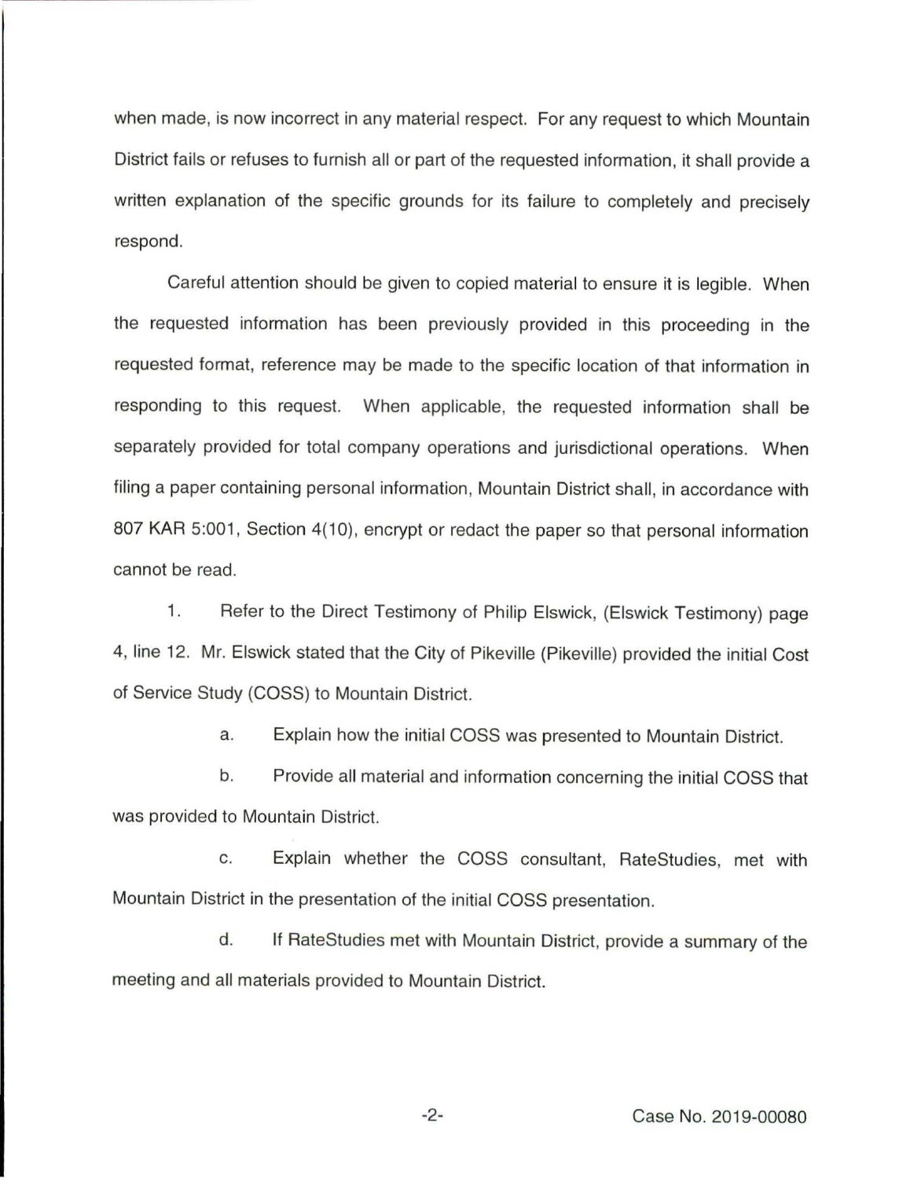when made, is now incorrect in any material respect. For any request to which Mountain District fails or refuses to furnish all or part of the requested information, it shall provide a written explanation of the specific grounds for its failure to completely and precisely respond.

Careful attention should be given to copied material to ensure it is legible. When the requested information has been previously provided in this proceeding in the requested format, reference may be made to the specific location of that information in responding to this request. When applicable, the requested information shall be separately provided for total company operations and jurisdictional operations. When filing a paper containing personal information, Mountain District shall, in accordance with 807 KAR 5:001, Section 4(10), encrypt or redact the paper so that personal information cannot be read.

1. Refer to the Direct Testimony of Philip Elswick, (Elswick Testimony) page 4, line 12. Mr. Elswick stated that the City of Pikeville (Pikeville) provided the initial Cost of Service Study (COSS) to Mountain District.

    a. Explain how the initial COSS was presented to Mountain District.

    b. Provide all material and information concerning the initial COSS that was provided to Mountain District.

    c. Explain whether the COSS consultant, RateStudies, met with Mountain District in the presentation of the initial COSS presentation.

    d. If RateStudies met with Mountain District, provide a summary of the meeting and all materials provided to Mountain District.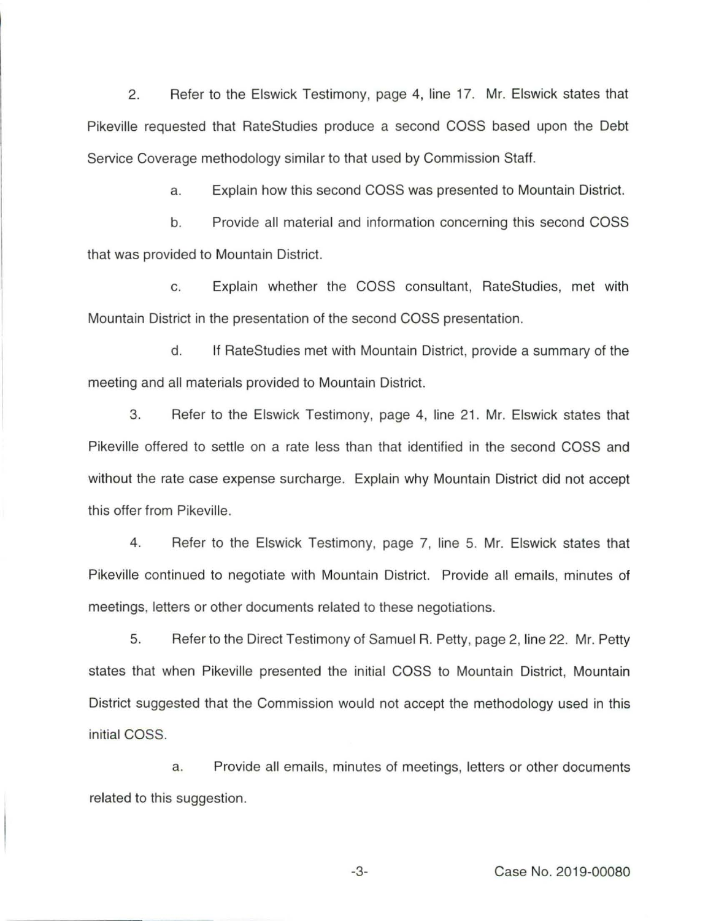2. Refer to the Elswick Testimony, page 4, line 17. Mr. Elswick states that Pikeville requested that RateStudies produce a second COSS based upon the Debt Service Coverage methodology similar to that used by Commission Staff.

a. Explain how this second COSS was presented to Mountain District.

b. Provide all material and information concerning this second COSS that was provided to Mountain District.

c. Explain whether the COSS consultant, RateStudies, met with Mountain District in the presentation of the second COSS presentation.

d. If RateStudies met with Mountain District, provide a summary of the meeting and all materials provided to Mountain District.

3. Refer to the Elswick Testimony, page 4, line 21. Mr. Elswick states that Pikeville offered to settle on a rate less than that identified in the second COSS and without the rate case expense surcharge. Explain why Mountain District did not accept this offer from Pikeville.

4. Refer to the Elswick Testimony, page 7, line 5. Mr. Elswick states that Pikeville continued to negotiate with Mountain District. Provide all emails, minutes of meetings, letters or other documents related to these negotiations.

5. Refer to the Direct Testimony of Samuel R. Petty, page 2, line 22. Mr. Petty states that when Pikeville presented the initial COSS to Mountain District, Mountain District suggested that the Commission would not accept the methodology used in this initial COSS.

a. Provide all emails, minutes of meetings, letters or other documents related to this suggestion.

Case No. 2019-00080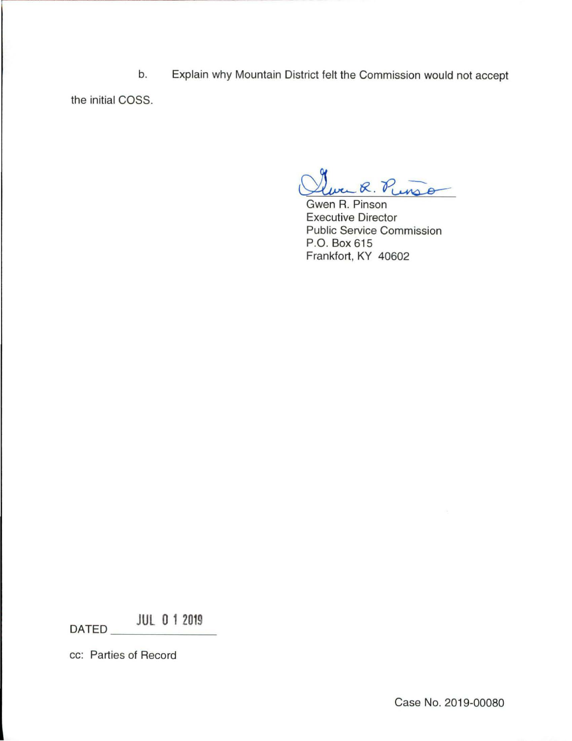b. Explain why Mountain District felt the Commission would not accept the initial COSS.

Gwen R. Pinson  
Executive Director  
Public Service Commission  
P.O. Box 615  
Frankfort, KY 40602

DATED JUL 0 1 2019

cc: Parties of Record

Case No. 2019-00080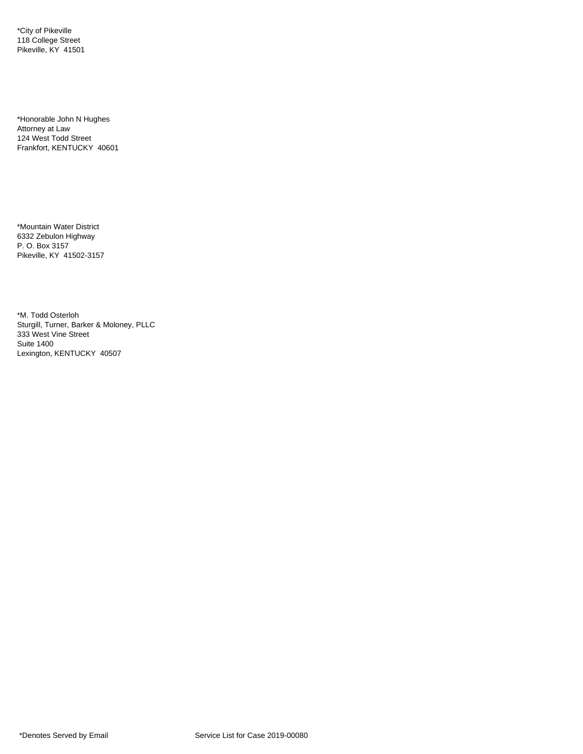*City of Pikeville
118 College Street
Pikeville, KY  41501

*Honorable John N Hughes
Attorney at Law
124 West Todd Street
Frankfort, KENTUCKY  40601

*Mountain Water District
6332 Zebulon Highway
P. O. Box 3157
Pikeville, KY  41502-3157

*M. Todd Osterloh
Sturgill, Turner, Barker & Moloney, PLLC
333 West Vine Street
Suite 1400
Lexington, KENTUCKY  40507

*Denotes Served by Email

Service List for Case 2019-00080